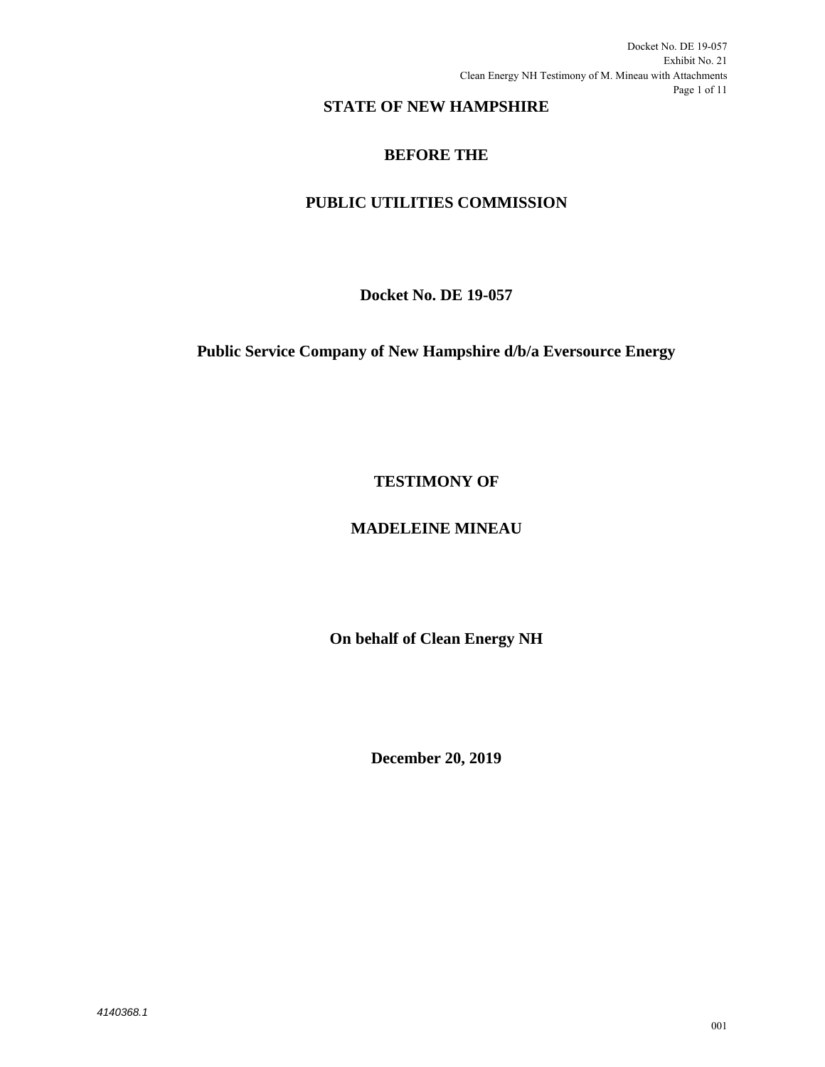# STATE OF NEW HAMPSHIRE

# BEFORE THE

# PUBLIC UTILITIES COMMISSION

**Docket No. DE 19-057**

**Public Service Company of New Hampshire d/b/a Eversource Energy**

**TESTIMONY OF**

**MADELEINE MINEAU**

**On behalf of Clean Energy NH**

**December 20, 2019**

*4140368.1*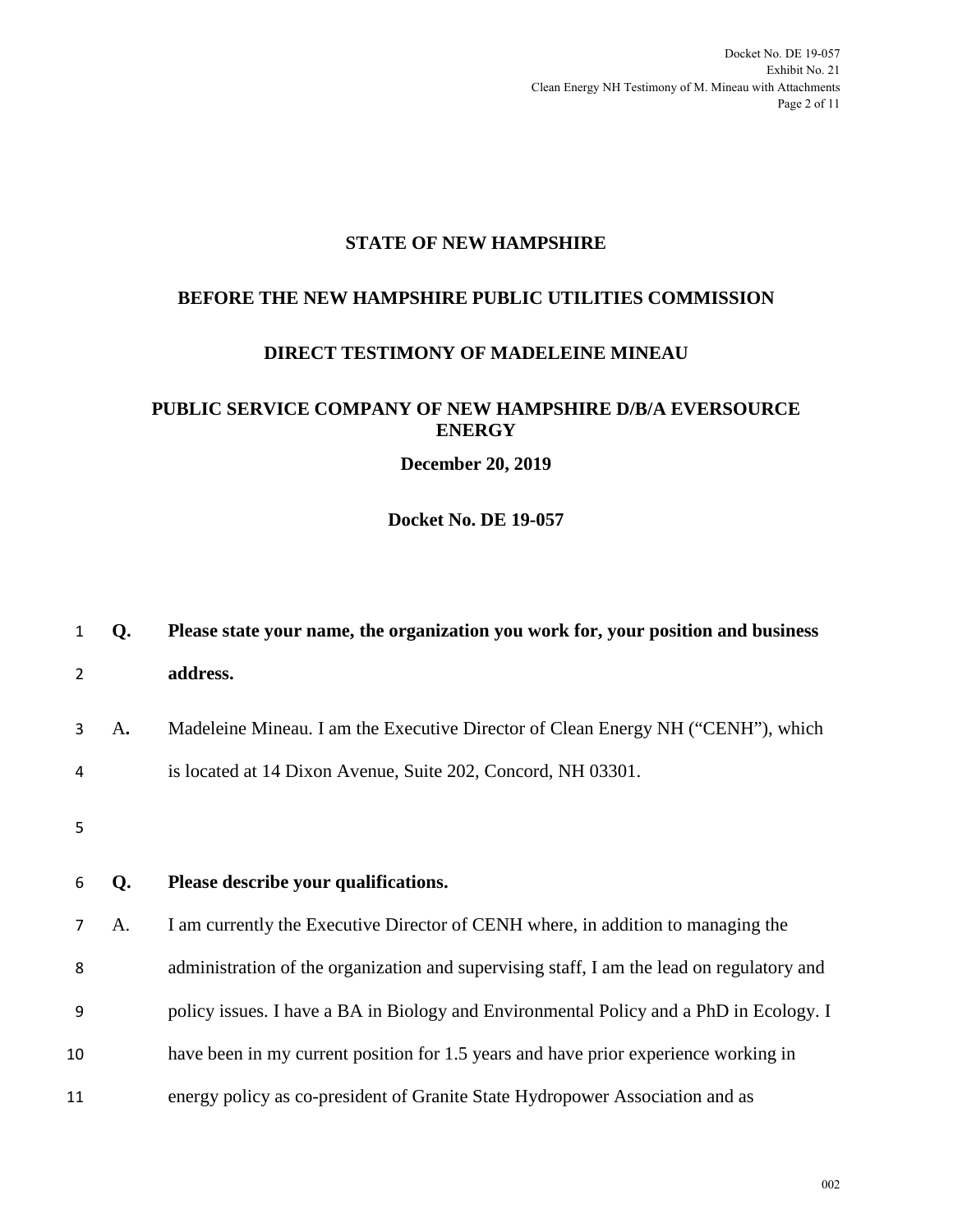**STATE OF NEW HAMPSHIRE**

**BEFORE THE NEW HAMPSHIRE PUBLIC UTILITIES COMMISSION**

**DIRECT TESTIMONY OF MADELEINE MINEAU**

**PUBLIC SERVICE COMPANY OF NEW HAMPSHIRE D/B/A EVERSOURCE ENERGY**

**December 20, 2019**

**Docket No. DE 19-057**

**Q. Please state your name, the organization you work for, your position and business address.**

A. Madeleine Mineau. I am the Executive Director of Clean Energy NH ("CENH"), which is located at 14 Dixon Avenue, Suite 202, Concord, NH 03301.

**Q. Please describe your qualifications.**

A. I am currently the Executive Director of CENH where, in addition to managing the administration of the organization and supervising staff, I am the lead on regulatory and policy issues. I have a BA in Biology and Environmental Policy and a PhD in Ecology. I have been in my current position for 1.5 years and have prior experience working in energy policy as co-president of Granite State Hydropower Association and as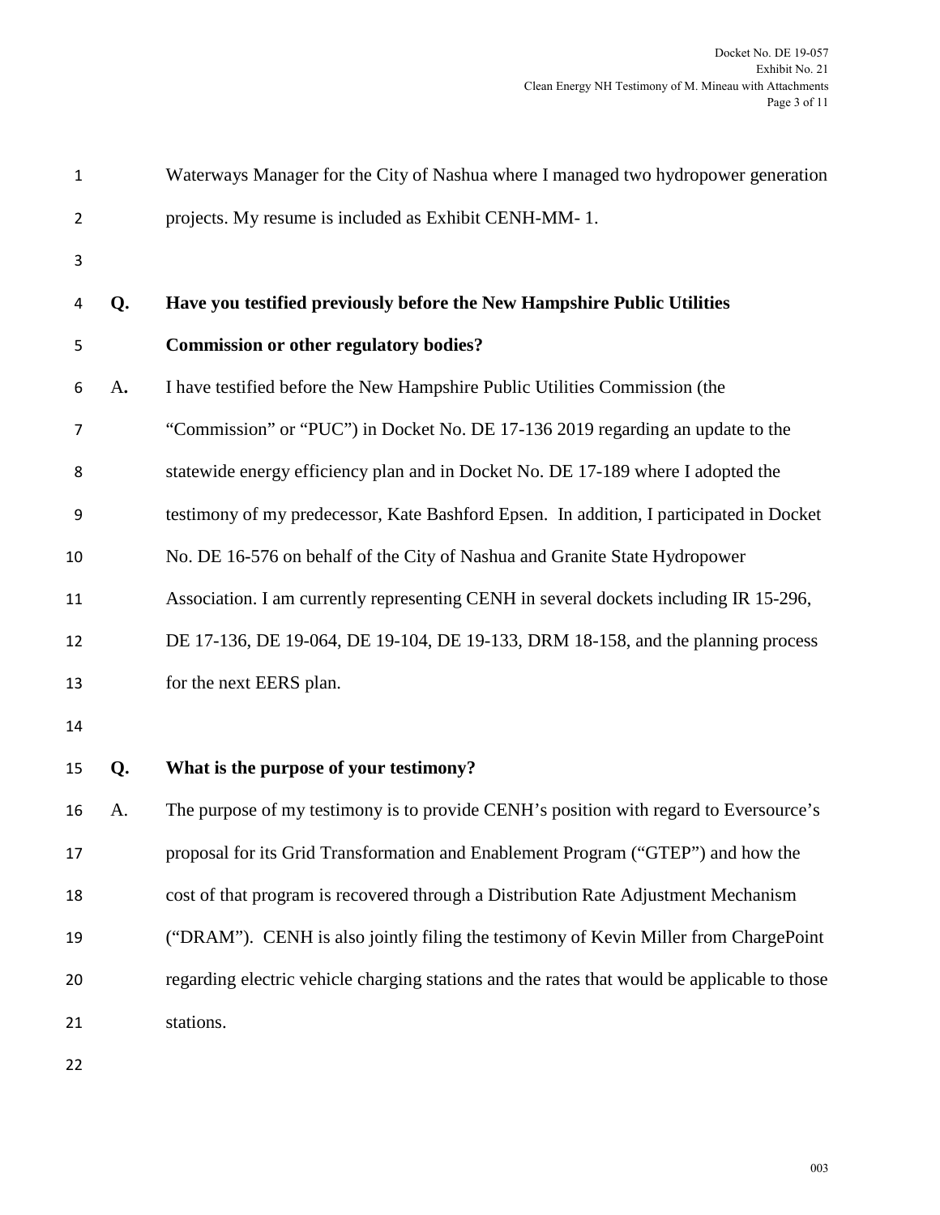Waterways Manager for the City of Nashua where I managed two hydropower generation projects. My resume is included as Exhibit CENH-MM- 1.

**Q. Have you testified previously before the New Hampshire Public Utilities Commission or other regulatory bodies?**

A. I have testified before the New Hampshire Public Utilities Commission (the "Commission" or "PUC") in Docket No. DE 17-136 2019 regarding an update to the statewide energy efficiency plan and in Docket No. DE 17-189 where I adopted the testimony of my predecessor, Kate Bashford Epsen. In addition, I participated in Docket No. DE 16-576 on behalf of the City of Nashua and Granite State Hydropower Association. I am currently representing CENH in several dockets including IR 15-296, DE 17-136, DE 19-064, DE 19-104, DE 19-133, DRM 18-158, and the planning process for the next EERS plan.

**Q. What is the purpose of your testimony?**

A. The purpose of my testimony is to provide CENH's position with regard to Eversource's proposal for its Grid Transformation and Enablement Program ("GTEP") and how the cost of that program is recovered through a Distribution Rate Adjustment Mechanism ("DRAM"). CENH is also jointly filing the testimony of Kevin Miller from ChargePoint regarding electric vehicle charging stations and the rates that would be applicable to those stations.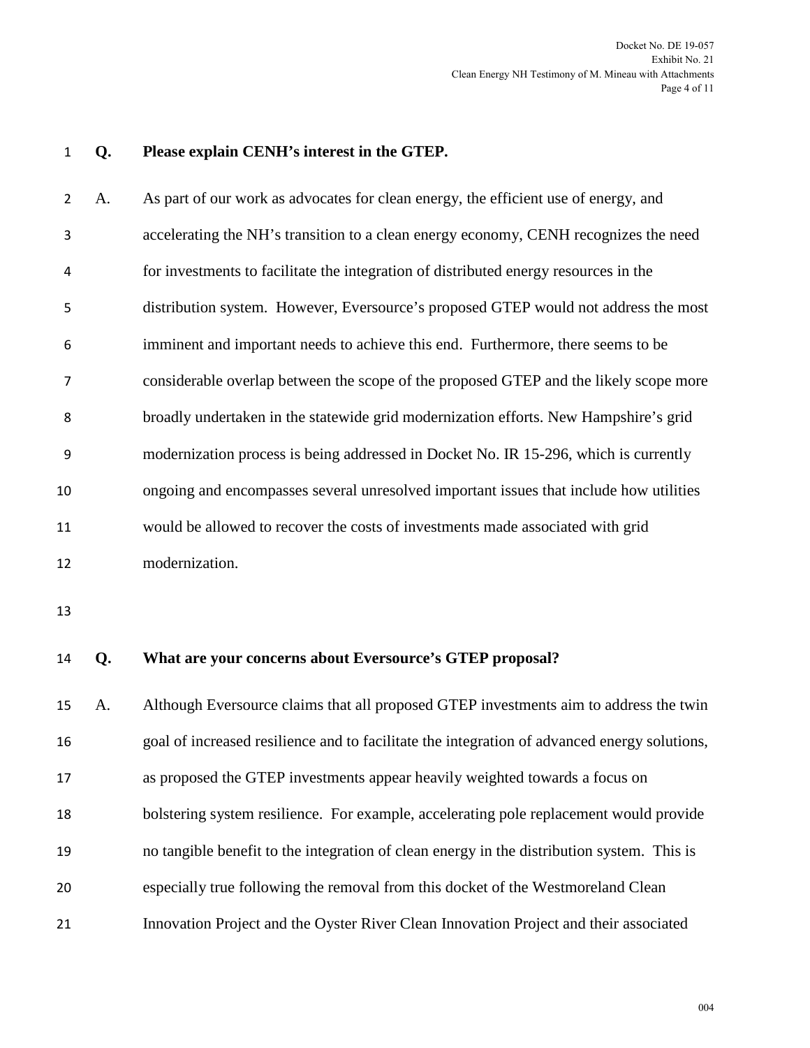**Q. Please explain CENH's interest in the GTEP.**

A. As part of our work as advocates for clean energy, the efficient use of energy, and accelerating the NH's transition to a clean energy economy, CENH recognizes the need for investments to facilitate the integration of distributed energy resources in the distribution system. However, Eversource's proposed GTEP would not address the most imminent and important needs to achieve this end. Furthermore, there seems to be considerable overlap between the scope of the proposed GTEP and the likely scope more broadly undertaken in the statewide grid modernization efforts. New Hampshire's grid modernization process is being addressed in Docket No. IR 15-296, which is currently ongoing and encompasses several unresolved important issues that include how utilities would be allowed to recover the costs of investments made associated with grid modernization.

**Q. What are your concerns about Eversource's GTEP proposal?**

A. Although Eversource claims that all proposed GTEP investments aim to address the twin goal of increased resilience and to facilitate the integration of advanced energy solutions, as proposed the GTEP investments appear heavily weighted towards a focus on bolstering system resilience. For example, accelerating pole replacement would provide no tangible benefit to the integration of clean energy in the distribution system. This is especially true following the removal from this docket of the Westmoreland Clean Innovation Project and the Oyster River Clean Innovation Project and their associated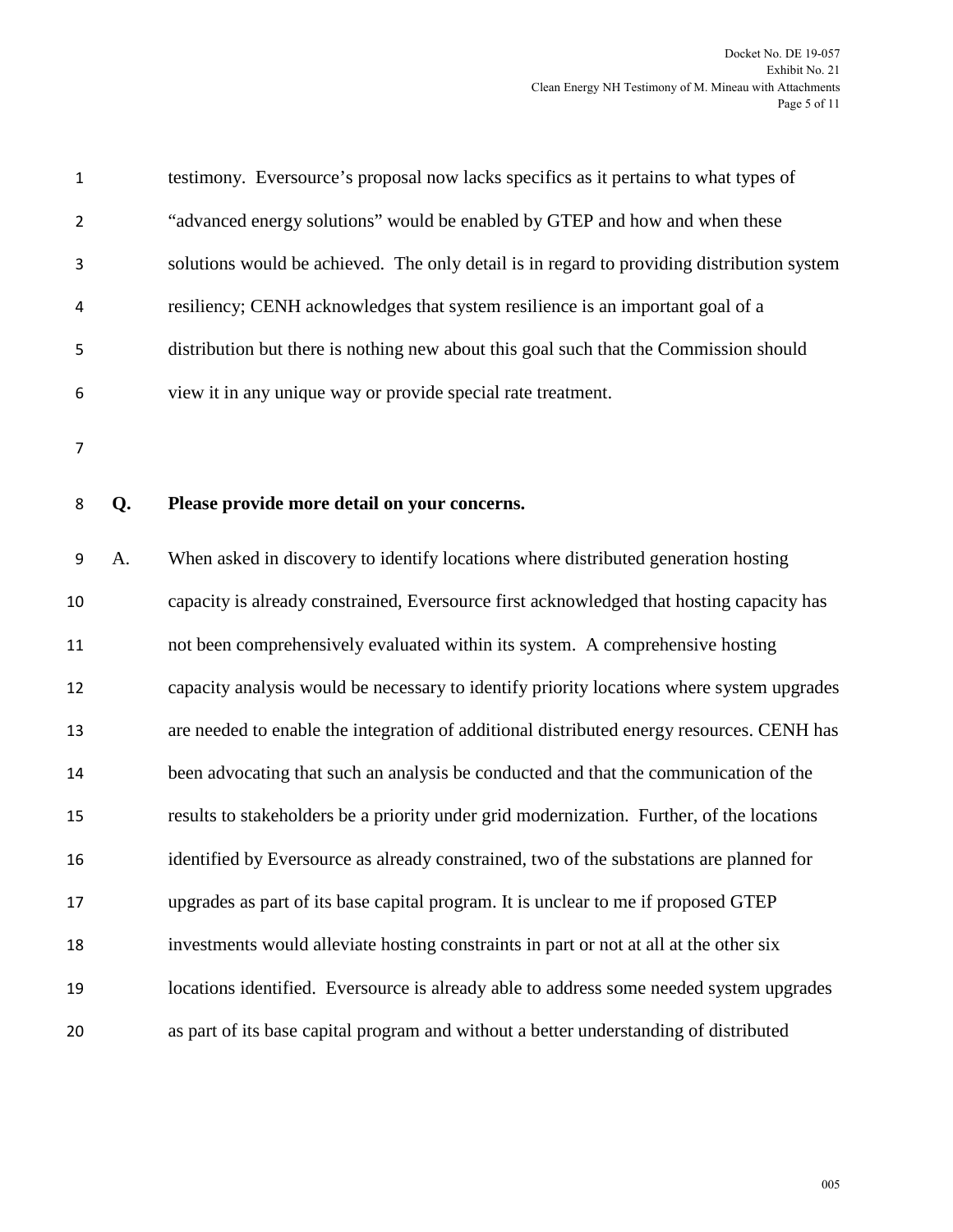testimony. Eversource's proposal now lacks specifics as it pertains to what types of "advanced energy solutions" would be enabled by GTEP and how and when these solutions would be achieved. The only detail is in regard to providing distribution system resiliency; CENH acknowledges that system resilience is an important goal of a distribution but there is nothing new about this goal such that the Commission should view it in any unique way or provide special rate treatment.

**Q. Please provide more detail on your concerns.**

A. When asked in discovery to identify locations where distributed generation hosting capacity is already constrained, Eversource first acknowledged that hosting capacity has not been comprehensively evaluated within its system. A comprehensive hosting capacity analysis would be necessary to identify priority locations where system upgrades are needed to enable the integration of additional distributed energy resources. CENH has been advocating that such an analysis be conducted and that the communication of the results to stakeholders be a priority under grid modernization. Further, of the locations identified by Eversource as already constrained, two of the substations are planned for upgrades as part of its base capital program. It is unclear to me if proposed GTEP investments would alleviate hosting constraints in part or not at all at the other six locations identified. Eversource is already able to address some needed system upgrades as part of its base capital program and without a better understanding of distributed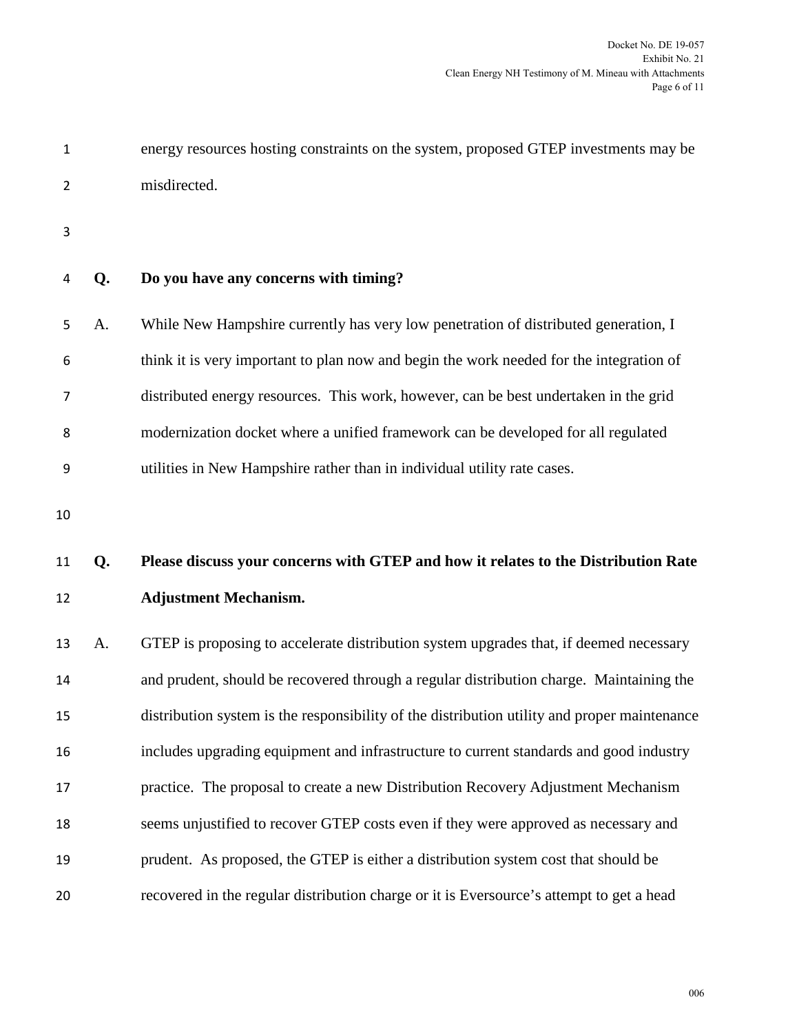energy resources hosting constraints on the system, proposed GTEP investments may be misdirected.

**Q. Do you have any concerns with timing?**

A. While New Hampshire currently has very low penetration of distributed generation, I think it is very important to plan now and begin the work needed for the integration of distributed energy resources. This work, however, can be best undertaken in the grid modernization docket where a unified framework can be developed for all regulated utilities in New Hampshire rather than in individual utility rate cases.

**Q. Please discuss your concerns with GTEP and how it relates to the Distribution Rate Adjustment Mechanism.**

A. GTEP is proposing to accelerate distribution system upgrades that, if deemed necessary and prudent, should be recovered through a regular distribution charge. Maintaining the distribution system is the responsibility of the distribution utility and proper maintenance includes upgrading equipment and infrastructure to current standards and good industry practice. The proposal to create a new Distribution Recovery Adjustment Mechanism seems unjustified to recover GTEP costs even if they were approved as necessary and prudent. As proposed, the GTEP is either a distribution system cost that should be recovered in the regular distribution charge or it is Eversource's attempt to get a head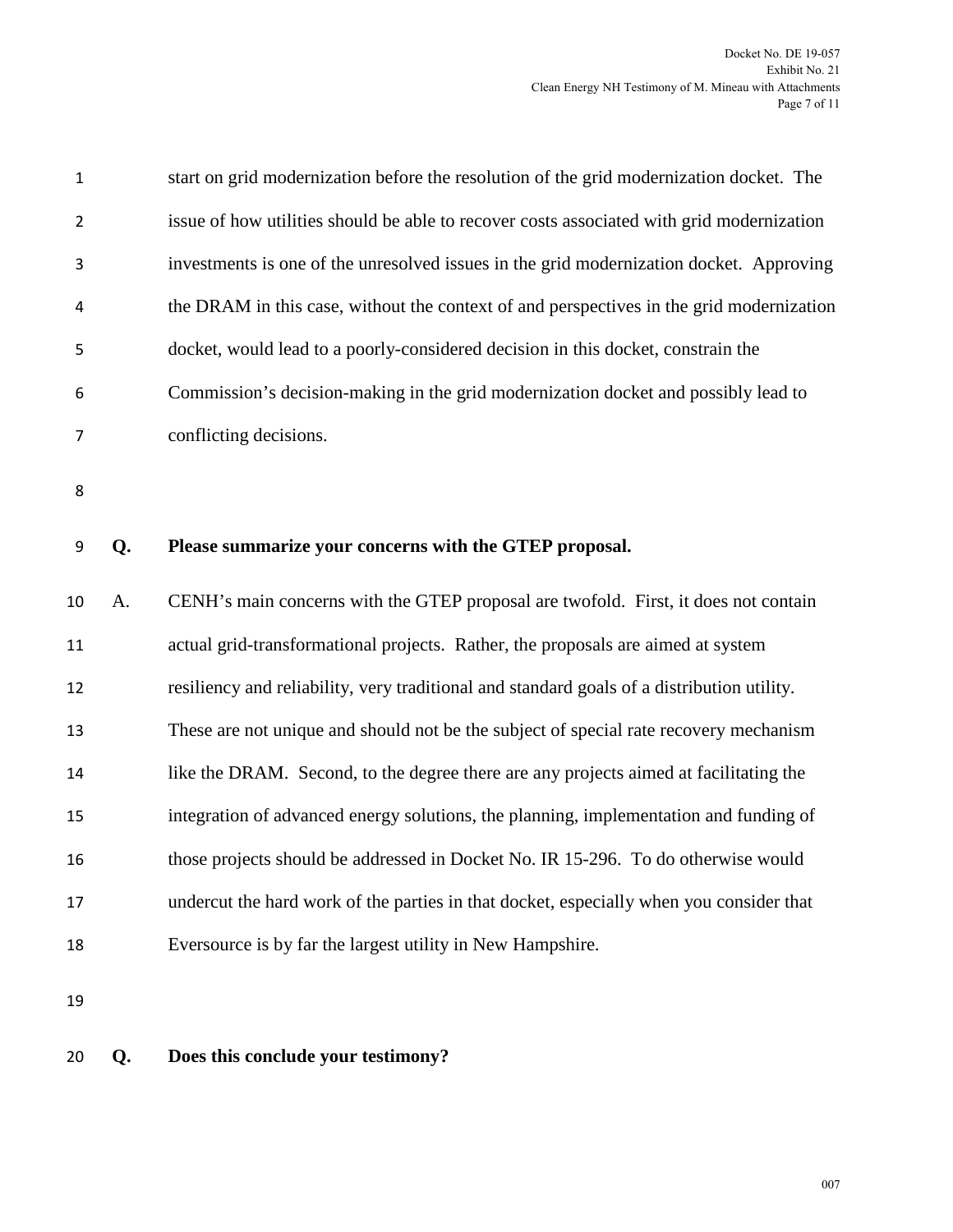start on grid modernization before the resolution of the grid modernization docket. The issue of how utilities should be able to recover costs associated with grid modernization investments is one of the unresolved issues in the grid modernization docket. Approving the DRAM in this case, without the context of and perspectives in the grid modernization docket, would lead to a poorly-considered decision in this docket, constrain the Commission's decision-making in the grid modernization docket and possibly lead to conflicting decisions.

**Q. Please summarize your concerns with the GTEP proposal.**

A. CENH's main concerns with the GTEP proposal are twofold. First, it does not contain actual grid-transformational projects. Rather, the proposals are aimed at system resiliency and reliability, very traditional and standard goals of a distribution utility. These are not unique and should not be the subject of special rate recovery mechanism like the DRAM. Second, to the degree there are any projects aimed at facilitating the integration of advanced energy solutions, the planning, implementation and funding of those projects should be addressed in Docket No. IR 15-296. To do otherwise would undercut the hard work of the parties in that docket, especially when you consider that Eversource is by far the largest utility in New Hampshire.

**Q. Does this conclude your testimony?**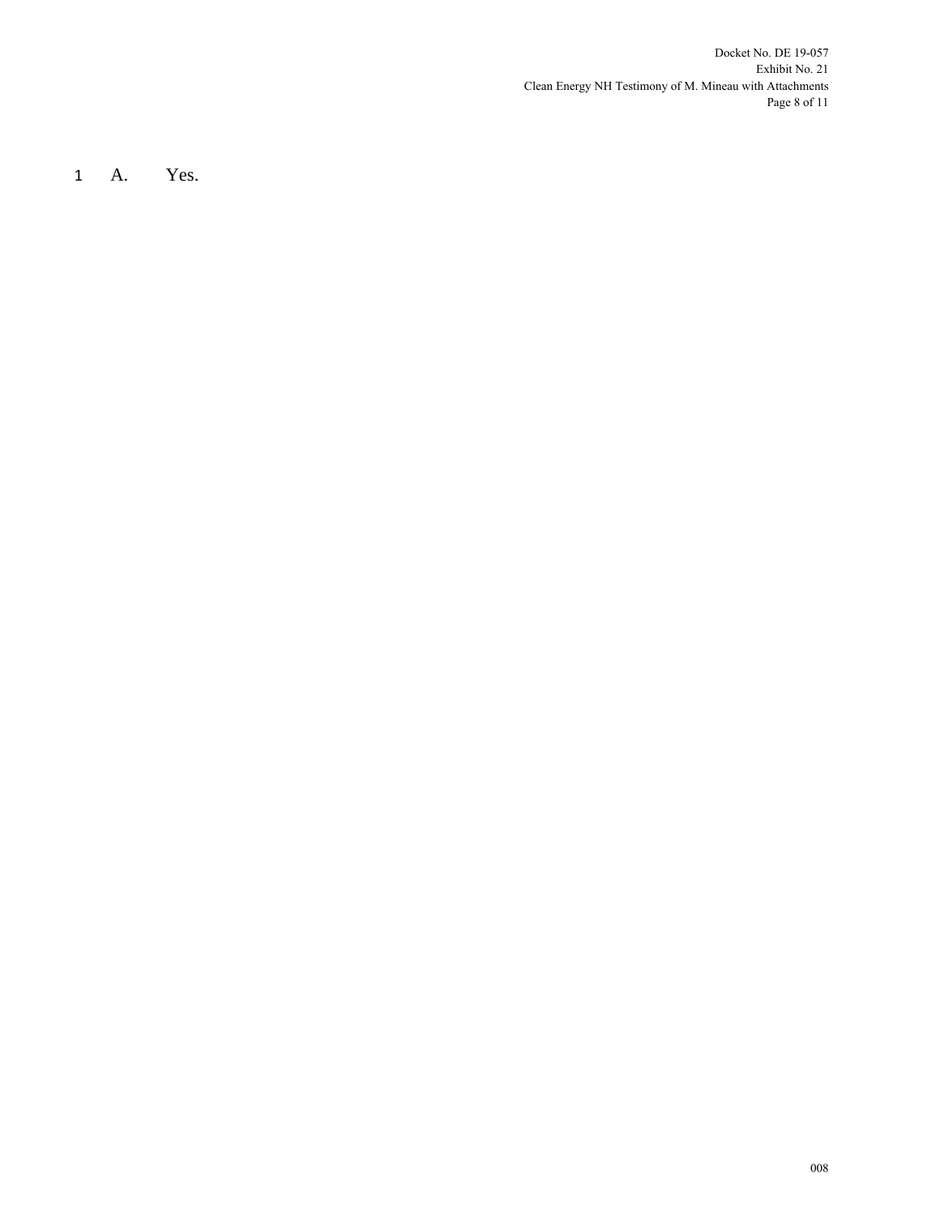A. Yes.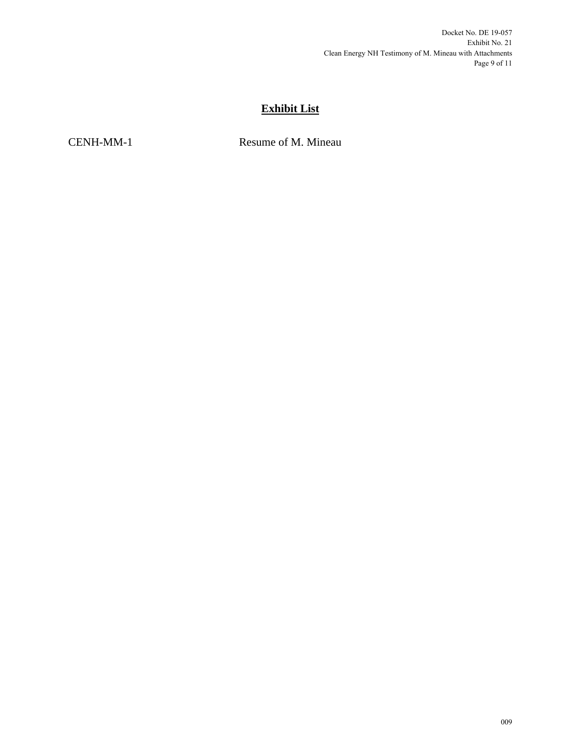# **Exhibit List**

| | |
|---|---|
| CENH-MM-1 | Resume of M. Mineau |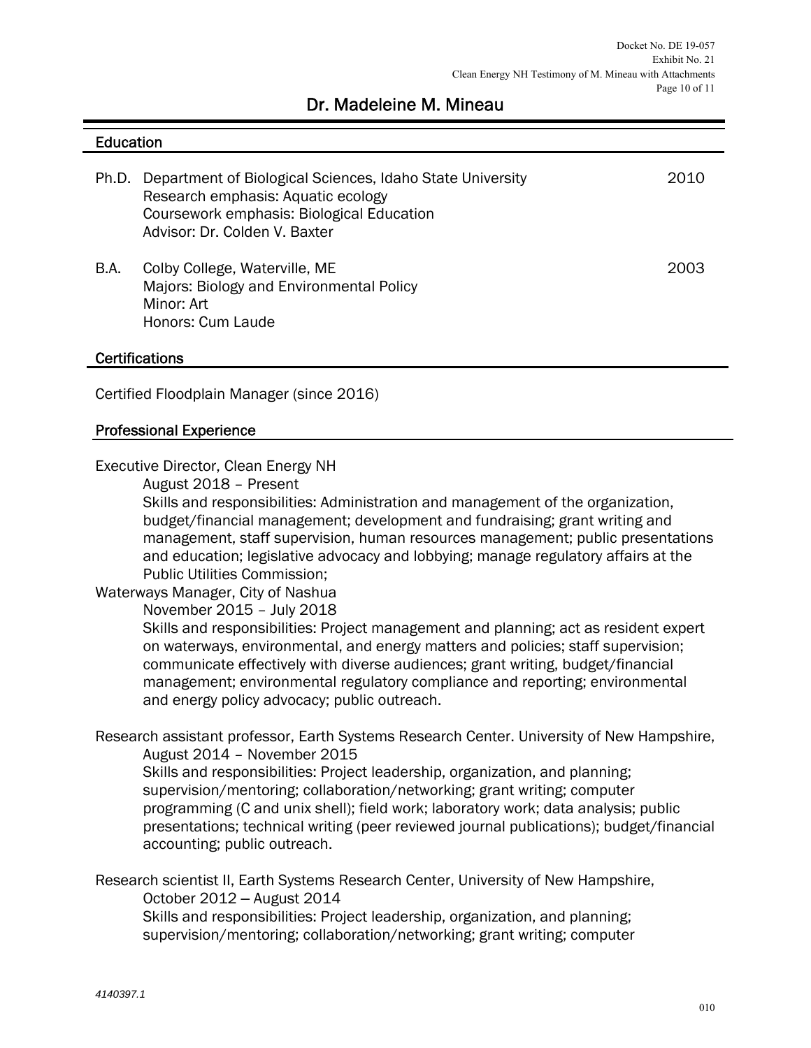# Dr. Madeleine M. Mineau

## Education

Ph.D. Department of Biological Sciences, Idaho State University — 2010
Research emphasis: Aquatic ecology
Coursework emphasis: Biological Education
Advisor: Dr. Colden V. Baxter

B.A. Colby College, Waterville, ME — 2003
Majors: Biology and Environmental Policy
Minor: Art
Honors: Cum Laude

## Certifications

Certified Floodplain Manager (since 2016)

## Professional Experience

Executive Director, Clean Energy NH
August 2018 – Present
Skills and responsibilities: Administration and management of the organization, budget/financial management; development and fundraising; grant writing and management, staff supervision, human resources management; public presentations and education; legislative advocacy and lobbying; manage regulatory affairs at the Public Utilities Commission;

Waterways Manager, City of Nashua
November 2015 – July 2018
Skills and responsibilities: Project management and planning; act as resident expert on waterways, environmental, and energy matters and policies; staff supervision; communicate effectively with diverse audiences; grant writing, budget/financial management; environmental regulatory compliance and reporting; environmental and energy policy advocacy; public outreach.

Research assistant professor, Earth Systems Research Center. University of New Hampshire,
August 2014 – November 2015
Skills and responsibilities: Project leadership, organization, and planning; supervision/mentoring; collaboration/networking; grant writing; computer programming (C and unix shell); field work; laboratory work; data analysis; public presentations; technical writing (peer reviewed journal publications); budget/financial accounting; public outreach.

Research scientist II, Earth Systems Research Center, University of New Hampshire,
October 2012 – August 2014
Skills and responsibilities: Project leadership, organization, and planning; supervision/mentoring; collaboration/networking; grant writing; computer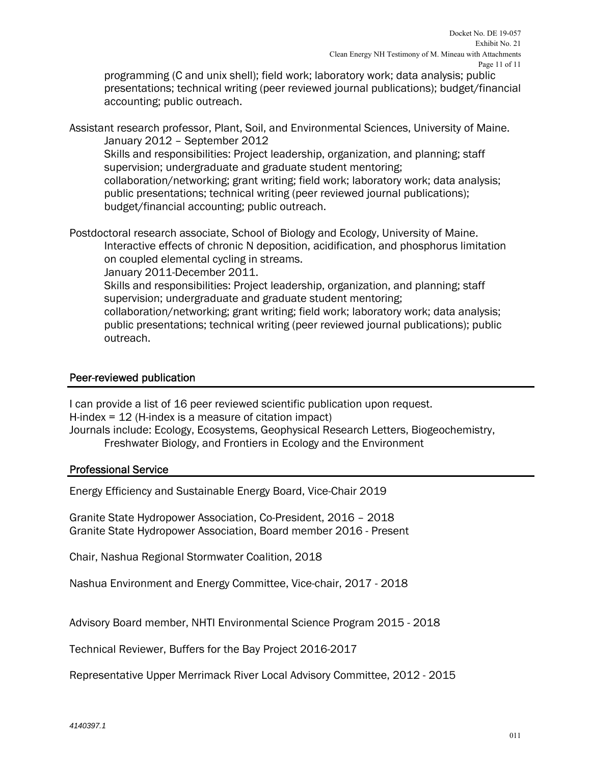programming (C and unix shell); field work; laboratory work; data analysis; public presentations; technical writing (peer reviewed journal publications); budget/financial accounting; public outreach.

Assistant research professor, Plant, Soil, and Environmental Sciences, University of Maine.
January 2012 – September 2012
Skills and responsibilities: Project leadership, organization, and planning; staff supervision; undergraduate and graduate student mentoring; collaboration/networking; grant writing; field work; laboratory work; data analysis; public presentations; technical writing (peer reviewed journal publications); budget/financial accounting; public outreach.

Postdoctoral research associate, School of Biology and Ecology, University of Maine.
Interactive effects of chronic N deposition, acidification, and phosphorus limitation on coupled elemental cycling in streams.
January 2011-December 2011.
Skills and responsibilities: Project leadership, organization, and planning; staff supervision; undergraduate and graduate student mentoring; collaboration/networking; grant writing; field work; laboratory work; data analysis; public presentations; technical writing (peer reviewed journal publications); public outreach.

## Peer-reviewed publication

I can provide a list of 16 peer reviewed scientific publication upon request.
H-index = 12 (H-index is a measure of citation impact)
Journals include: Ecology, Ecosystems, Geophysical Research Letters, Biogeochemistry, Freshwater Biology, and Frontiers in Ecology and the Environment

## Professional Service

Energy Efficiency and Sustainable Energy Board, Vice-Chair 2019

Granite State Hydropower Association, Co-President, 2016 – 2018
Granite State Hydropower Association, Board member 2016 - Present

Chair, Nashua Regional Stormwater Coalition, 2018

Nashua Environment and Energy Committee, Vice-chair, 2017 - 2018

Advisory Board member, NHTI Environmental Science Program 2015 - 2018

Technical Reviewer, Buffers for the Bay Project 2016-2017

Representative Upper Merrimack River Local Advisory Committee, 2012 - 2015